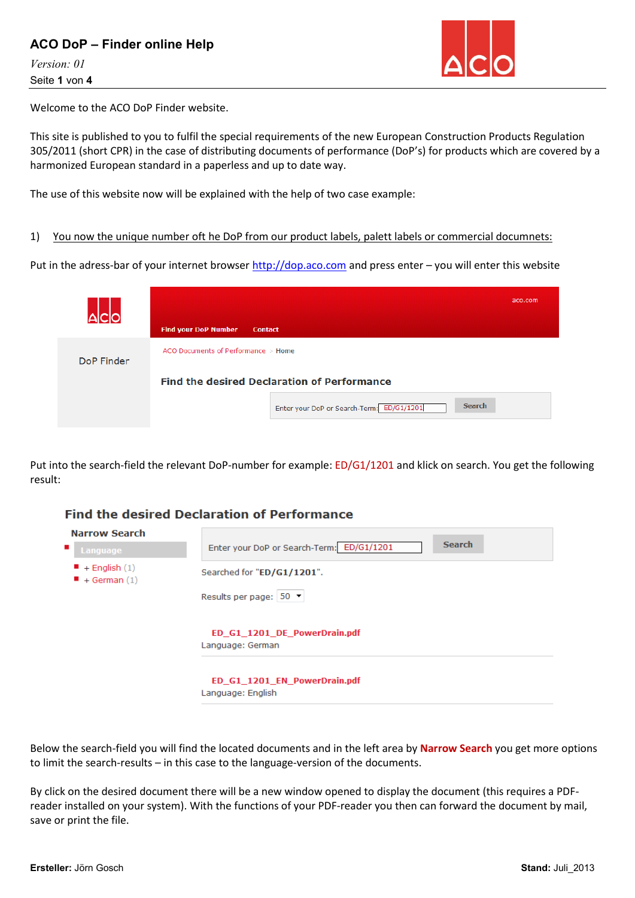# ACO DoP – Finder online Help

*Version: 01*

Welcome to the ACO DoP Finder website.

This site is published to you to fulfil the special requirements of the new European Construction Products Regulation 305/2011 (short CPR) in the case of distributing documents of performance (DoP's) for products which are covered by a harmonized European standard in a paperless and up to date way.

The use of this website now will be explained with the help of two case example:

1) You now the unique number oft he DoP from our product labels, palett labels or commercial documnets:

Put in the adress-bar of your internet browser http://dop.aco.com and press enter – you will enter this website

Put into the search-field the relevant DoP-number for example: ED/G1/1201 and klick on search. You get the following result:

Below the search-field you will find the located documents and in the left area by **Narrow Search** you get more options to limit the search-results – in this case to the language-version of the documents.

By click on the desired document there will be a new window opened to display the document (this requires a PDF-reader installed on your system). With the functions of your PDF-reader you then can forward the document by mail, save or print the file.

**Ersteller:** Jörn Gosch

**Stand:** Juli_2013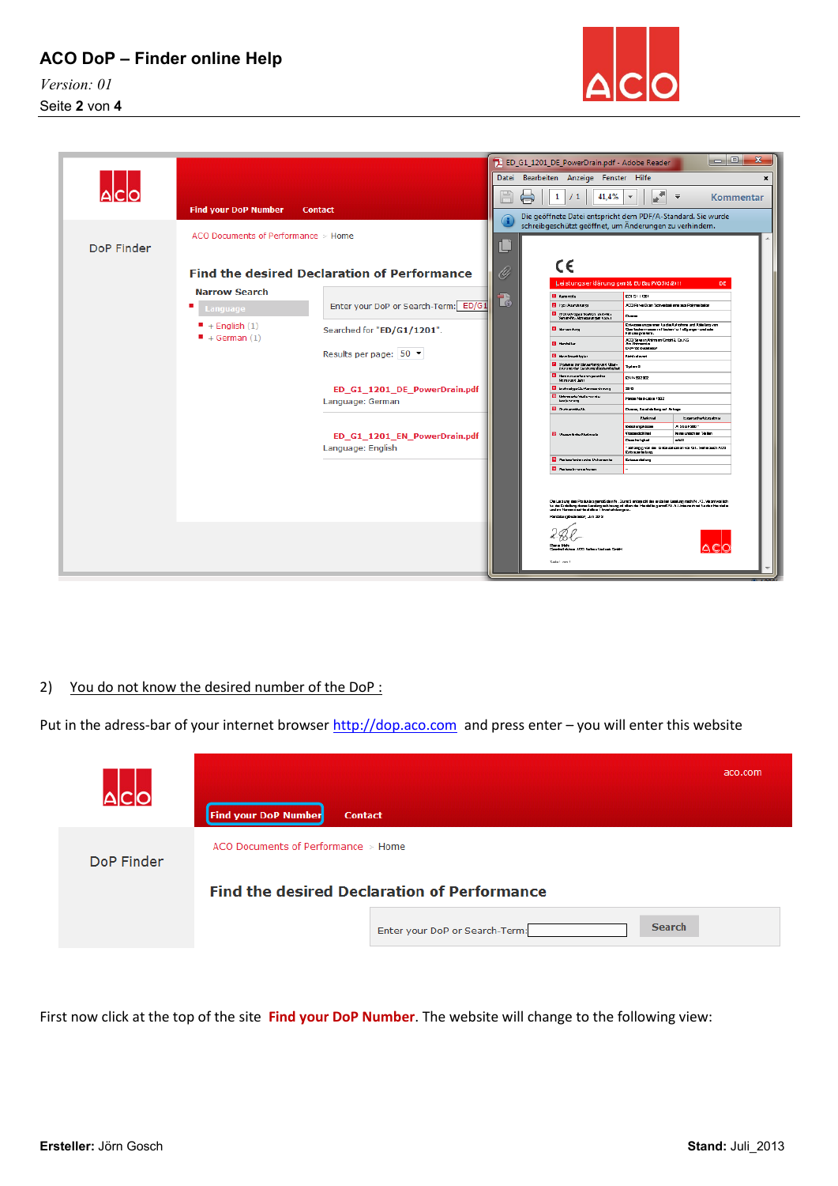2) You do not know the desired number of the DoP :

Put in the adress-bar of your internet browser http://dop.aco.com and press enter – you will enter this website

First now click at the top of the site **Find your DoP Number**. The website will change to the following view: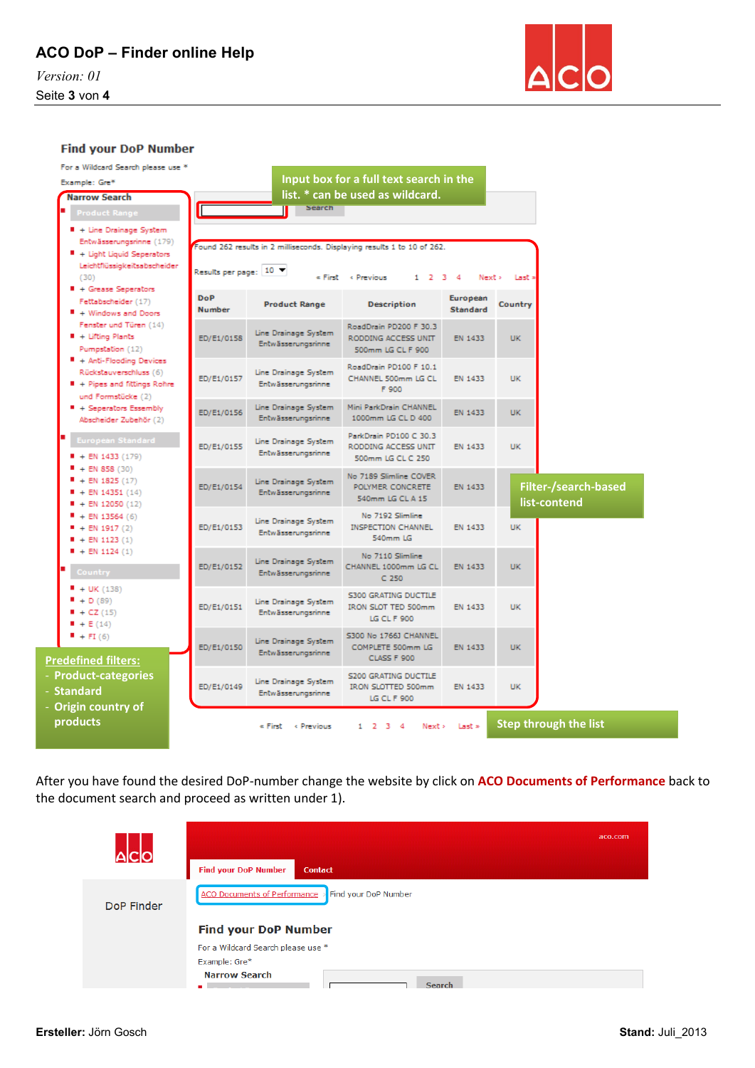## Find your DoP Number

For a Wildcard Search please use *

Example: Gre*

**Input box for a full text search in the list. * can be used as wildcard.**

Search

**Narrow Search**

**Product Range**

- + Line Drainage System Entwässerungsrinne (179)
- + Light Liquid Seperators Leichtflüssigkeitsabscheider (30)
- + Grease Separators Fettabscheider (17)
- + Windows and Doors Fenster und Türen (14)
- + Lifting Plants Pumpstation (12)
- + Anti-Flooding Devices Rückstauverschluss (6)
- + Pipes and fittings Rohre und Formstücke (2)
- + Seperators Essembly Abscheider Zubehör (2)

**European Standard**

- + EN 1433 (179)
- + EN 858 (30)
- + EN 1825 (17)
- + EN 14351 (14)
- + EN 12050 (12)
- + EN 13564 (6)
- + EN 1917 (2)
- + EN 1123 (1)
- + EN 1124 (1)

**Country**

- + UK (138)
- + D (89)
- + CZ (15)
- + E (14)
- + FI (6)

**Predefined filters:**
- Product-categories
- Standard
- Origin country of products

Found 262 results in 2 milliseconds. Displaying results 1 to 10 of 262.

Results per page: 10 « First ‹ Previous 1 2 3 4 Next › Last »

| DoP Number | Product Range | Description | European Standard | Country |
|---|---|---|---|---|
| ED/E1/0158 | Line Drainage System Entwässerungsrinne | RoadDrain PD200 F 30.3 RODDING ACCESS UNIT 500mm LG CL F 900 | EN 1433 | UK |
| ED/E1/0157 | Line Drainage System Entwässerungsrinne | RoadDrain PD100 F 10.1 CHANNEL 500mm LG CL F 900 | EN 1433 | UK |
| ED/E1/0156 | Line Drainage System Entwässerungsrinne | Mini ParkDrain CHANNEL 1000mm LG CL D 400 | EN 1433 | UK |
| ED/E1/0155 | Line Drainage System Entwässerungsrinne | ParkDrain PD100 C 30.3 RODDING ACCESS UNIT 500mm LG CL C 250 | EN 1433 | UK |
| ED/E1/0154 | Line Drainage System Entwässerungsrinne | No 7189 Slimline COVER POLYMER CONCRETE 540mm LG CL A 15 | EN 1433 | |
| ED/E1/0153 | Line Drainage System Entwässerungsrinne | No 7192 Slimline INSPECTION CHANNEL 540mm LG | EN 1433 | UK |
| ED/E1/0152 | Line Drainage System Entwässerungsrinne | No 7110 Slimline CHANNEL 1000mm LG CL C 250 | EN 1433 | UK |
| ED/E1/0151 | Line Drainage System Entwässerungsrinne | S300 GRATING DUCTILE IRON SLOT TED 500mm LG CL F 900 | EN 1433 | UK |
| ED/E1/0150 | Line Drainage System Entwässerungsrinne | S300 No 17663 CHANNEL COMPLETE 500mm LG CLASS F 900 | EN 1433 | UK |
| ED/E1/0149 | Line Drainage System Entwässerungsrinne | S200 GRATING DUCTILE IRON SLOTTED 500mm LG CL F 900 | EN 1433 | UK |

**Filter-/search-based list-contend**

« First ‹ Previous 1 2 3 4 Next › Last »

**Step through the list**

After you have found the desired DoP-number change the website by click on **ACO Documents of Performance** back to the document search and proceed as written under 1).

aco.com

Find your DoP Number | Contact

DoP Finder

ACO Documents of Performance | Find your DoP Number

## Find your DoP Number

For a Wildcard Search please use *

Example: Gre*

Narrow Search

Search

**Ersteller:** Jörn Gosch **Stand:** Juli_2013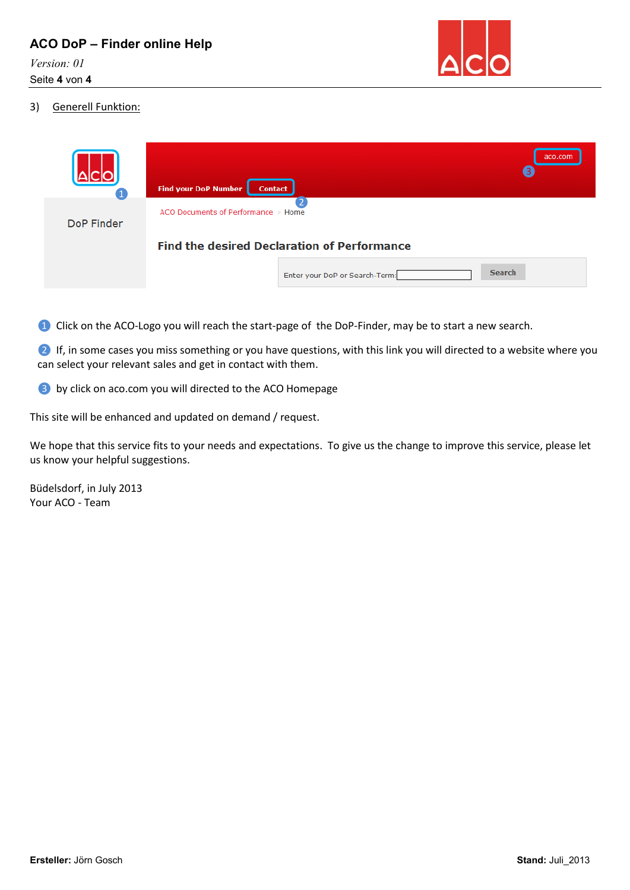3) Generell Funktion:

DoP Finder

Find your DoP Number | Contact | aco.com

ACO Documents of Performance > Home

Find the desired Declaration of Performance

Enter your DoP or Search-Term: Search

1 Click on the ACO-Logo you will reach the start-page of the DoP-Finder, may be to start a new search.

2 If, in some cases you miss something or you have questions, with this link you will directed to a website where you can select your relevant sales and get in contact with them.

3 by click on aco.com you will directed to the ACO Homepage

This site will be enhanced and updated on demand / request.

We hope that this service fits to your needs and expectations. To give us the change to improve this service, please let us know your helpful suggestions.

Büdelsdorf, in July 2013
Your ACO - Team